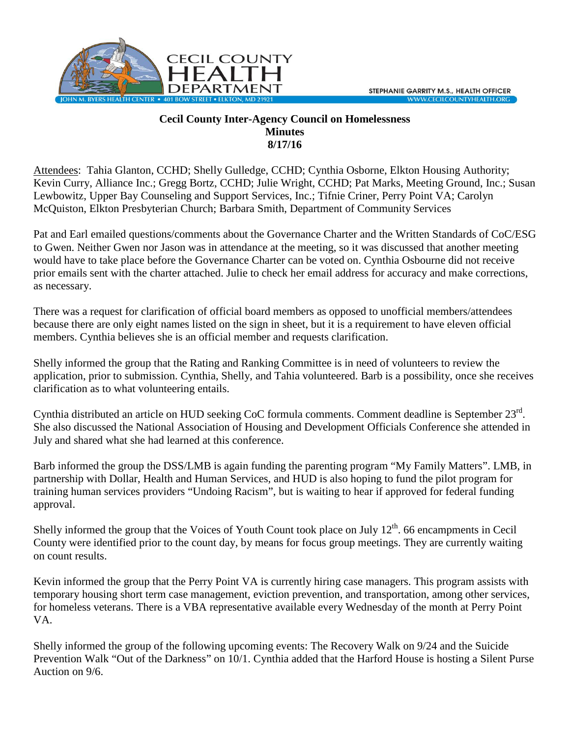CECIL COUNTY HEALTH DEPARTMENT

JOHN M. BYERS HEALTH CENTER • 401 BOW STREET • ELKTON, MD 21921

STEPHANIE GARRITY M.S., HEALTH OFFICER
WWW.CECILCOUNTYHEALTH.ORG

**Cecil County Inter-Agency Council on Homelessness**
**Minutes**
**8/17/16**

Attendees: Tahia Glanton, CCHD; Shelly Gulledge, CCHD; Cynthia Osborne, Elkton Housing Authority; Kevin Curry, Alliance Inc.; Gregg Bortz, CCHD; Julie Wright, CCHD; Pat Marks, Meeting Ground, Inc.; Susan Lewbowitz, Upper Bay Counseling and Support Services, Inc.; Tifnie Criner, Perry Point VA; Carolyn McQuiston, Elkton Presbyterian Church; Barbara Smith, Department of Community Services

Pat and Earl emailed questions/comments about the Governance Charter and the Written Standards of CoC/ESG to Gwen. Neither Gwen nor Jason was in attendance at the meeting, so it was discussed that another meeting would have to take place before the Governance Charter can be voted on. Cynthia Osbourne did not receive prior emails sent with the charter attached. Julie to check her email address for accuracy and make corrections, as necessary.

There was a request for clarification of official board members as opposed to unofficial members/attendees because there are only eight names listed on the sign in sheet, but it is a requirement to have eleven official members. Cynthia believes she is an official member and requests clarification.

Shelly informed the group that the Rating and Ranking Committee is in need of volunteers to review the application, prior to submission. Cynthia, Shelly, and Tahia volunteered. Barb is a possibility, once she receives clarification as to what volunteering entails.

Cynthia distributed an article on HUD seeking CoC formula comments. Comment deadline is September 23rd. She also discussed the National Association of Housing and Development Officials Conference she attended in July and shared what she had learned at this conference.

Barb informed the group the DSS/LMB is again funding the parenting program "My Family Matters". LMB, in partnership with Dollar, Health and Human Services, and HUD is also hoping to fund the pilot program for training human services providers "Undoing Racism", but is waiting to hear if approved for federal funding approval.

Shelly informed the group that the Voices of Youth Count took place on July 12th. 66 encampments in Cecil County were identified prior to the count day, by means for focus group meetings. They are currently waiting on count results.

Kevin informed the group that the Perry Point VA is currently hiring case managers. This program assists with temporary housing short term case management, eviction prevention, and transportation, among other services, for homeless veterans. There is a VBA representative available every Wednesday of the month at Perry Point VA.

Shelly informed the group of the following upcoming events: The Recovery Walk on 9/24 and the Suicide Prevention Walk "Out of the Darkness" on 10/1. Cynthia added that the Harford House is hosting a Silent Purse Auction on 9/6.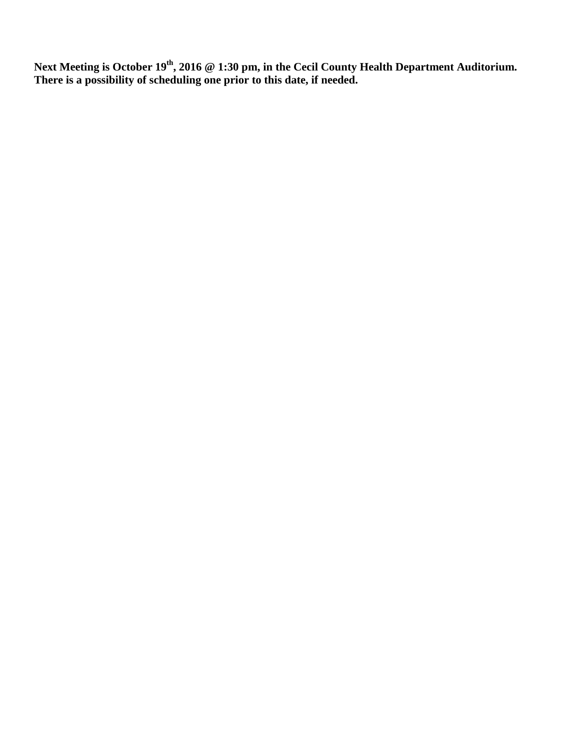**Next Meeting is October 19th, 2016 @ 1:30 pm, in the Cecil County Health Department Auditorium. There is a possibility of scheduling one prior to this date, if needed.**